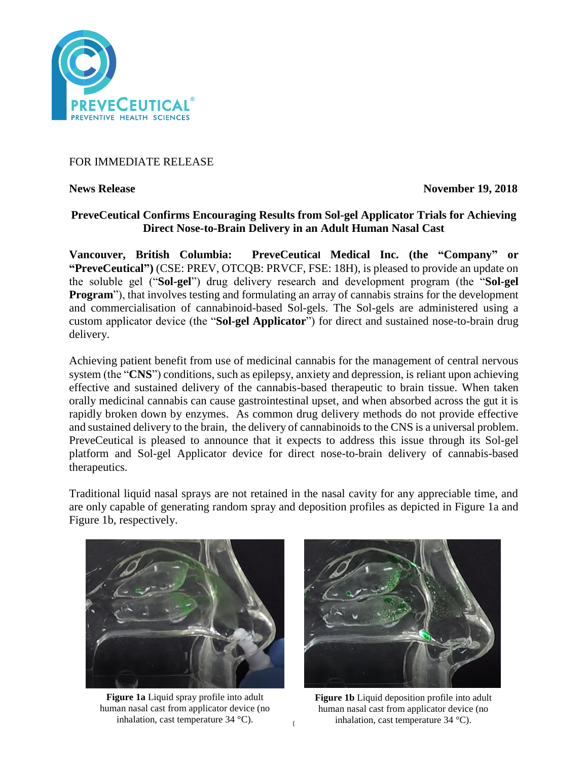FOR IMMEDIATE RELEASE

**News Release** **November 19, 2018**

**PreveCeutical Confirms Encouraging Results from Sol-gel Applicator Trials for Achieving Direct Nose-to-Brain Delivery in an Adult Human Nasal Cast**

**Vancouver, British Columbia: PreveCeutical Medical Inc. (the "Company" or "PreveCeutical")** (CSE: PREV, OTCQB: PRVCF, FSE: 18H), is pleased to provide an update on the soluble gel ("**Sol-gel**") drug delivery research and development program (the "**Sol-gel Program**"), that involves testing and formulating an array of cannabis strains for the development and commercialisation of cannabinoid-based Sol-gels. The Sol-gels are administered using a custom applicator device (the "**Sol-gel Applicator**") for direct and sustained nose-to-brain drug delivery.

Achieving patient benefit from use of medicinal cannabis for the management of central nervous system (the "**CNS**") conditions, such as epilepsy, anxiety and depression, is reliant upon achieving effective and sustained delivery of the cannabis-based therapeutic to brain tissue. When taken orally medicinal cannabis can cause gastrointestinal upset, and when absorbed across the gut it is rapidly broken down by enzymes. As common drug delivery methods do not provide effective and sustained delivery to the brain, the delivery of cannabinoids to the CNS is a universal problem. PreveCeutical is pleased to announce that it expects to address this issue through its Sol-gel platform and Sol-gel Applicator device for direct nose-to-brain delivery of cannabis-based therapeutics.

Traditional liquid nasal sprays are not retained in the nasal cavity for any appreciable time, and are only capable of generating random spray and deposition profiles as depicted in Figure 1a and Figure 1b, respectively.

**Figure 1a** Liquid spray profile into adult human nasal cast from applicator device (no inhalation, cast temperature 34 °C).

**Figure 1b** Liquid deposition profile into adult human nasal cast from applicator device (no inhalation, cast temperature 34 °C).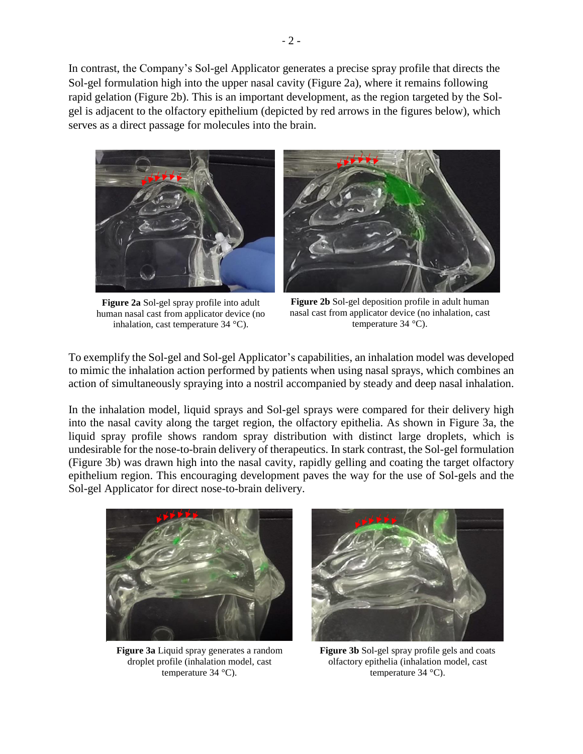In contrast, the Company's Sol-gel Applicator generates a precise spray profile that directs the Sol-gel formulation high into the upper nasal cavity (Figure 2a), where it remains following rapid gelation (Figure 2b). This is an important development, as the region targeted by the Sol-gel is adjacent to the olfactory epithelium (depicted by red arrows in the figures below), which serves as a direct passage for molecules into the brain.

**Figure 2a** Sol-gel spray profile into adult human nasal cast from applicator device (no inhalation, cast temperature 34 °C).

**Figure 2b** Sol-gel deposition profile in adult human nasal cast from applicator device (no inhalation, cast temperature 34 °C).

To exemplify the Sol-gel and Sol-gel Applicator's capabilities, an inhalation model was developed to mimic the inhalation action performed by patients when using nasal sprays, which combines an action of simultaneously spraying into a nostril accompanied by steady and deep nasal inhalation.

In the inhalation model, liquid sprays and Sol-gel sprays were compared for their delivery high into the nasal cavity along the target region, the olfactory epithelia. As shown in Figure 3a, the liquid spray profile shows random spray distribution with distinct large droplets, which is undesirable for the nose-to-brain delivery of therapeutics. In stark contrast, the Sol-gel formulation (Figure 3b) was drawn high into the nasal cavity, rapidly gelling and coating the target olfactory epithelium region. This encouraging development paves the way for the use of Sol-gels and the Sol-gel Applicator for direct nose-to-brain delivery.

**Figure 3a** Liquid spray generates a random droplet profile (inhalation model, cast temperature 34 °C).

**Figure 3b** Sol-gel spray profile gels and coats olfactory epithelia (inhalation model, cast temperature 34 °C).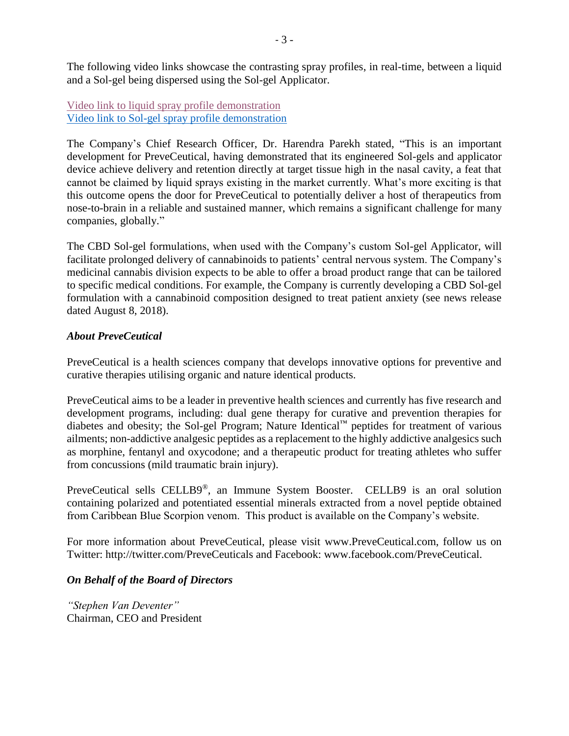The following video links showcase the contrasting spray profiles, in real-time, between a liquid and a Sol-gel being dispersed using the Sol-gel Applicator.

Video link to liquid spray profile demonstration
Video link to Sol-gel spray profile demonstration

The Company's Chief Research Officer, Dr. Harendra Parekh stated, "This is an important development for PreveCeutical, having demonstrated that its engineered Sol-gels and applicator device achieve delivery and retention directly at target tissue high in the nasal cavity, a feat that cannot be claimed by liquid sprays existing in the market currently. What's more exciting is that this outcome opens the door for PreveCeutical to potentially deliver a host of therapeutics from nose-to-brain in a reliable and sustained manner, which remains a significant challenge for many companies, globally."

The CBD Sol-gel formulations, when used with the Company's custom Sol-gel Applicator, will facilitate prolonged delivery of cannabinoids to patients' central nervous system. The Company's medicinal cannabis division expects to be able to offer a broad product range that can be tailored to specific medical conditions. For example, the Company is currently developing a CBD Sol-gel formulation with a cannabinoid composition designed to treat patient anxiety (see news release dated August 8, 2018).

***About PreveCeutical***

PreveCeutical is a health sciences company that develops innovative options for preventive and curative therapies utilising organic and nature identical products.

PreveCeutical aims to be a leader in preventive health sciences and currently has five research and development programs, including: dual gene therapy for curative and prevention therapies for diabetes and obesity; the Sol-gel Program; Nature Identical™ peptides for treatment of various ailments; non-addictive analgesic peptides as a replacement to the highly addictive analgesics such as morphine, fentanyl and oxycodone; and a therapeutic product for treating athletes who suffer from concussions (mild traumatic brain injury).

PreveCeutical sells CELLB9®, an Immune System Booster. CELLB9 is an oral solution containing polarized and potentiated essential minerals extracted from a novel peptide obtained from Caribbean Blue Scorpion venom. This product is available on the Company's website.

For more information about PreveCeutical, please visit www.PreveCeutical.com, follow us on Twitter: http://twitter.com/PreveCeuticals and Facebook: www.facebook.com/PreveCeutical.

***On Behalf of the Board of Directors***

*"Stephen Van Deventer"*
Chairman, CEO and President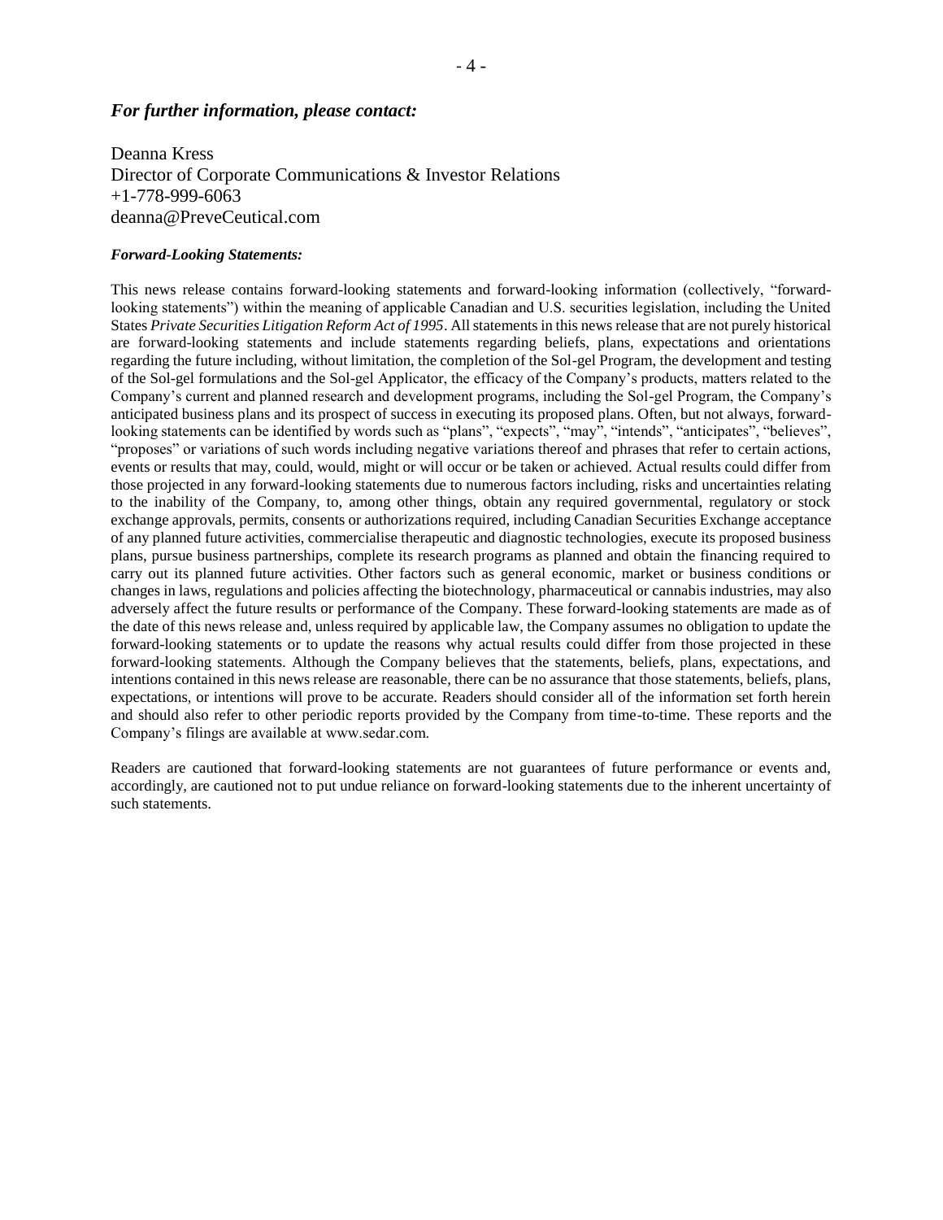***For further information, please contact:***

Deanna Kress
Director of Corporate Communications & Investor Relations
+1-778-999-6063
deanna@PreveCeutical.com

***Forward-Looking Statements:***

This news release contains forward-looking statements and forward-looking information (collectively, "forward-looking statements") within the meaning of applicable Canadian and U.S. securities legislation, including the United States *Private Securities Litigation Reform Act of 1995*. All statements in this news release that are not purely historical are forward-looking statements and include statements regarding beliefs, plans, expectations and orientations regarding the future including, without limitation, the completion of the Sol-gel Program, the development and testing of the Sol-gel formulations and the Sol-gel Applicator, the efficacy of the Company's products, matters related to the Company's current and planned research and development programs, including the Sol-gel Program, the Company's anticipated business plans and its prospect of success in executing its proposed plans. Often, but not always, forward-looking statements can be identified by words such as "plans", "expects", "may", "intends", "anticipates", "believes", "proposes" or variations of such words including negative variations thereof and phrases that refer to certain actions, events or results that may, could, would, might or will occur or be taken or achieved. Actual results could differ from those projected in any forward-looking statements due to numerous factors including, risks and uncertainties relating to the inability of the Company, to, among other things, obtain any required governmental, regulatory or stock exchange approvals, permits, consents or authorizations required, including Canadian Securities Exchange acceptance of any planned future activities, commercialise therapeutic and diagnostic technologies, execute its proposed business plans, pursue business partnerships, complete its research programs as planned and obtain the financing required to carry out its planned future activities. Other factors such as general economic, market or business conditions or changes in laws, regulations and policies affecting the biotechnology, pharmaceutical or cannabis industries, may also adversely affect the future results or performance of the Company. These forward-looking statements are made as of the date of this news release and, unless required by applicable law, the Company assumes no obligation to update the forward-looking statements or to update the reasons why actual results could differ from those projected in these forward-looking statements. Although the Company believes that the statements, beliefs, plans, expectations, and intentions contained in this news release are reasonable, there can be no assurance that those statements, beliefs, plans, expectations, or intentions will prove to be accurate. Readers should consider all of the information set forth herein and should also refer to other periodic reports provided by the Company from time-to-time. These reports and the Company's filings are available at www.sedar.com.

Readers are cautioned that forward-looking statements are not guarantees of future performance or events and, accordingly, are cautioned not to put undue reliance on forward-looking statements due to the inherent uncertainty of such statements.